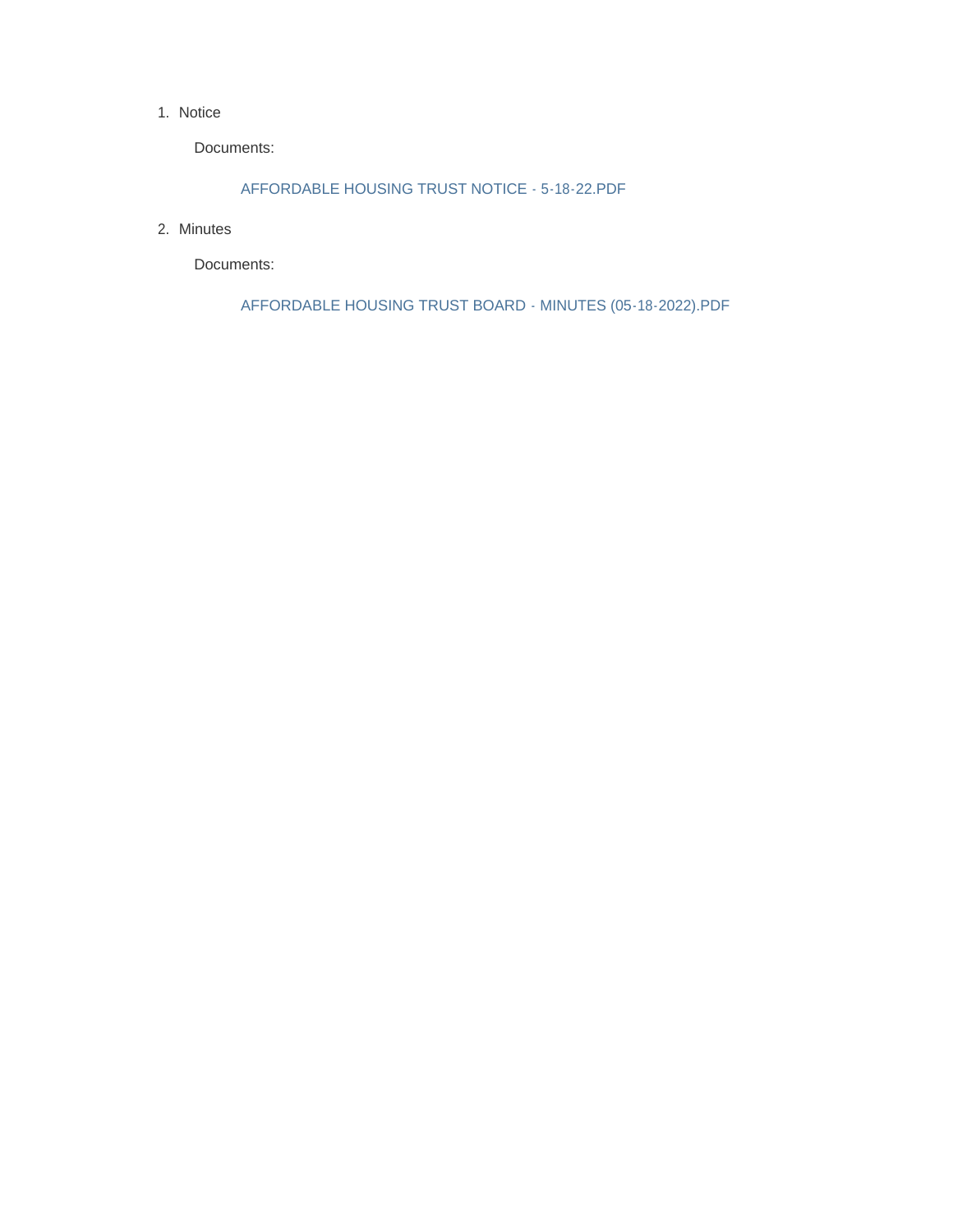1. Notice

   Documents:

   AFFORDABLE HOUSING TRUST NOTICE - 5-18-22.PDF

2. Minutes

   Documents:

   AFFORDABLE HOUSING TRUST BOARD - MINUTES (05-18-2022).PDF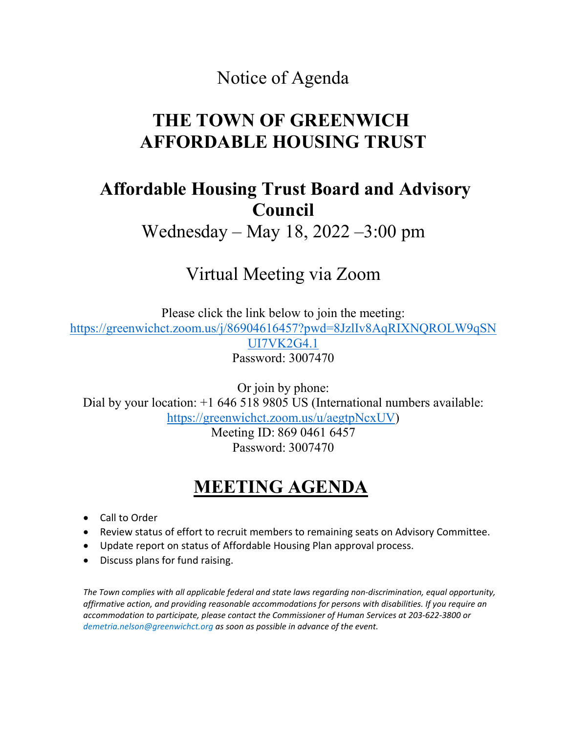Notice of Agenda

# THE TOWN OF GREENWICH AFFORDABLE HOUSING TRUST

## Affordable Housing Trust Board and Advisory Council

Wednesday – May 18, 2022 –3:00 pm

Virtual Meeting via Zoom

Please click the link below to join the meeting:
https://greenwichct.zoom.us/j/86904616457?pwd=8JzlIv8AqRIXNQROLW9qSNUI7VK2G4.1
Password: 3007470

Or join by phone:
Dial by your location: +1 646 518 9805 US (International numbers available: https://greenwichct.zoom.us/u/aegtpNcxUV)
Meeting ID: 869 0461 6457
Password: 3007470

## MEETING AGENDA

- Call to Order
- Review status of effort to recruit members to remaining seats on Advisory Committee.
- Update report on status of Affordable Housing Plan approval process.
- Discuss plans for fund raising.

*The Town complies with all applicable federal and state laws regarding non-discrimination, equal opportunity, affirmative action, and providing reasonable accommodations for persons with disabilities. If you require an accommodation to participate, please contact the Commissioner of Human Services at 203-622-3800 or demetria.nelson@greenwichct.org as soon as possible in advance of the event.*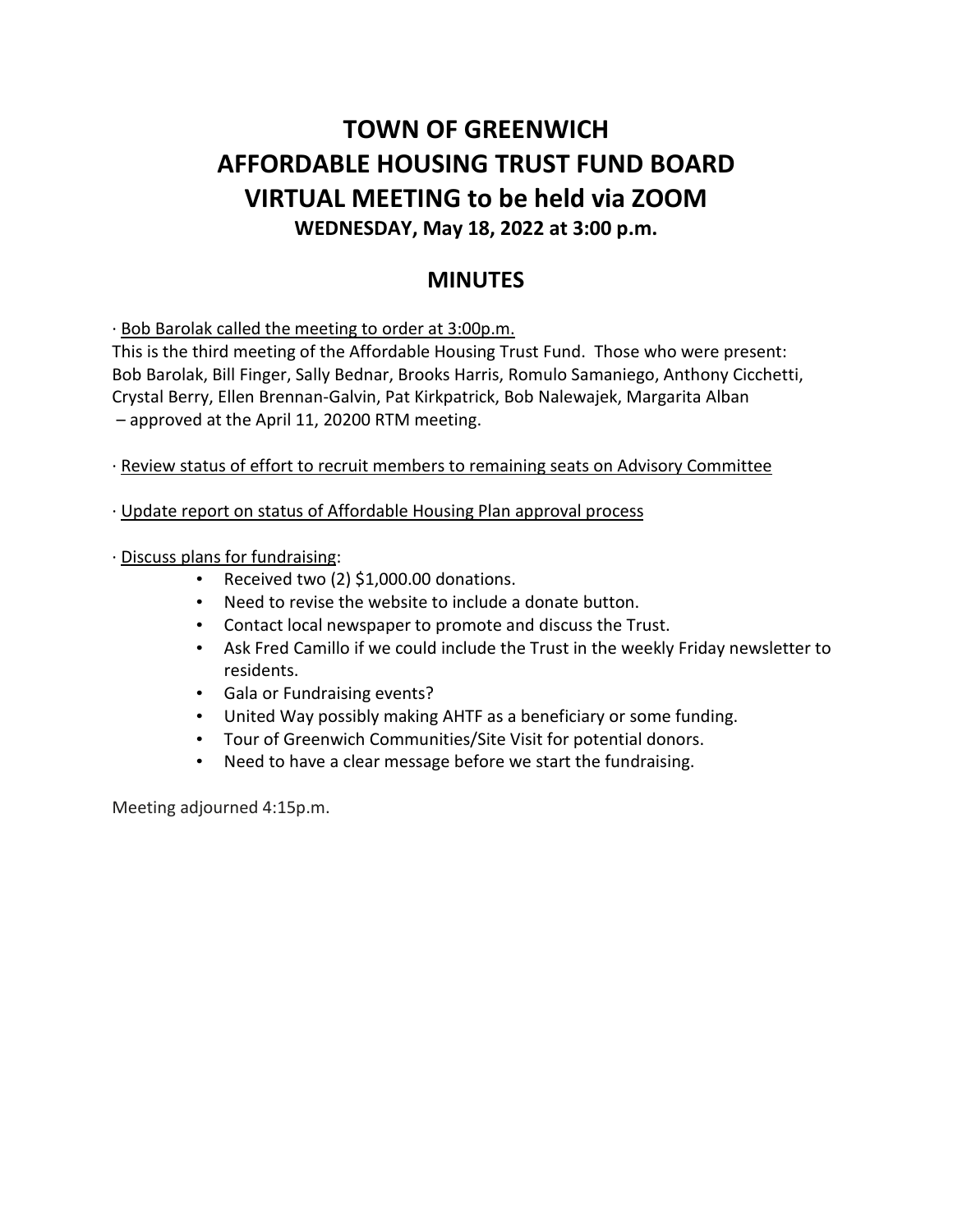# TOWN OF GREENWICH
# AFFORDABLE HOUSING TRUST FUND BOARD
# VIRTUAL MEETING to be held via ZOOM

**WEDNESDAY, May 18, 2022 at 3:00 p.m.**

## MINUTES

· Bob Barolak called the meeting to order at 3:00p.m.

This is the third meeting of the Affordable Housing Trust Fund. Those who were present: Bob Barolak, Bill Finger, Sally Bednar, Brooks Harris, Romulo Samaniego, Anthony Cicchetti, Crystal Berry, Ellen Brennan-Galvin, Pat Kirkpatrick, Bob Nalewajek, Margarita Alban – approved at the April 11, 20200 RTM meeting.

· Review status of effort to recruit members to remaining seats on Advisory Committee

· Update report on status of Affordable Housing Plan approval process

· Discuss plans for fundraising:

- Received two (2) $1,000.00 donations.
- Need to revise the website to include a donate button.
- Contact local newspaper to promote and discuss the Trust.
- Ask Fred Camillo if we could include the Trust in the weekly Friday newsletter to residents.
- Gala or Fundraising events?
- United Way possibly making AHTF as a beneficiary or some funding.
- Tour of Greenwich Communities/Site Visit for potential donors.
- Need to have a clear message before we start the fundraising.

Meeting adjourned 4:15p.m.